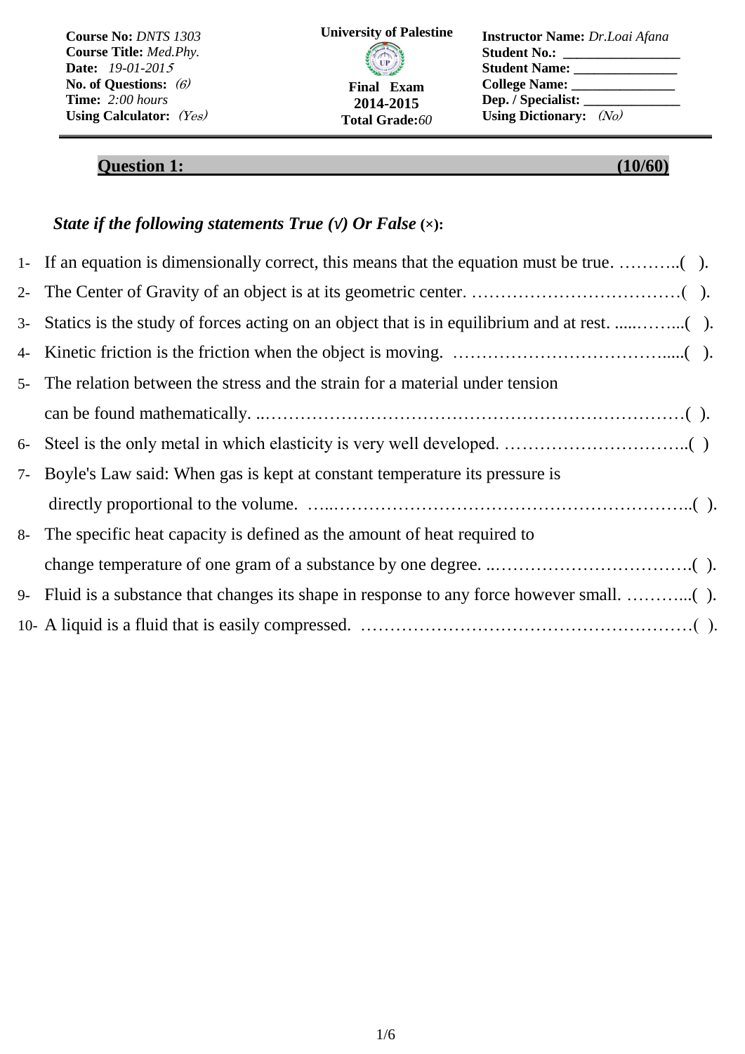**Course No:** *DNTS 1303*
**Course Title:** *Med.Phy.*
**Date:** *19-01-2015*
**No. of Questions:** *(6)*
**Time:** *2:00 hours*
**Using Calculator:** *(Yes)*

**University of Palestine**

**Final Exam**
**2014-2015**
**Total Grade:** *60*

**Instructor Name:** *Dr.Loai Afana*
**Student No.:** ________________
**Student Name:** ______________
**College Name:** ______________
**Dep. / Specialist:** _____________
**Using Dictionary:** *(No)*

## Question 1: (10/60)

***State if the following statements True (√) Or False (×):***

1- If an equation is dimensionally correct, this means that the equation must be true. ………..( ).

2- The Center of Gravity of an object is at its geometric center. ………………………………( ).

3- Statics is the study of forces acting on an object that is in equilibrium and at rest. ......……...( ).

4- Kinetic friction is the friction when the object is moving. ………………………………......( ).

5- The relation between the stress and the strain for a material under tension can be found mathematically. ..……………………………………………………………( ).

6- Steel is the only metal in which elasticity is very well developed. …………………………..( )

7- Boyle's Law said: When gas is kept at constant temperature its pressure is directly proportional to the volume. …..……………………………………………………..( ).

8- The specific heat capacity is defined as the amount of heat required to change temperature of one gram of a substance by one degree. ..…………………………….( ).

9- Fluid is a substance that changes its shape in response to any force however small. ………...( ).

10- A liquid is a fluid that is easily compressed. …………………………………………………( ).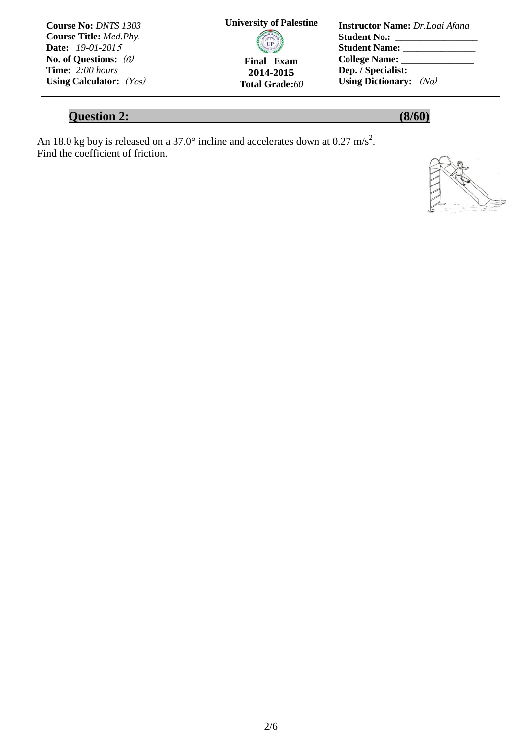| **Course No:** *DNTS 1303* | **University of Palestine** | **Instructor Name:** *Dr.Loai Afana* |
|---|---|---|
| **Course Title:** *Med.Phy.* | | **Student No.:** ________________ |
| **Date:** *19-01-2015* | | **Student Name:** _______________ |
| **No. of Questions:** *(6)* | **Final Exam** | **College Name:** _______________ |
| **Time:** *2:00 hours* | **2014-2015** | **Dep. / Specialist:** ______________ |
| **Using Calculator:** *(Yes)* | **Total Grade:** *60* | **Using Dictionary:** *(No)* |

## Question 2: (8/60)

An 18.0 kg boy is released on a 37.0° incline and accelerates down at 0.27 $m/s^2$.
Find the coefficient of friction.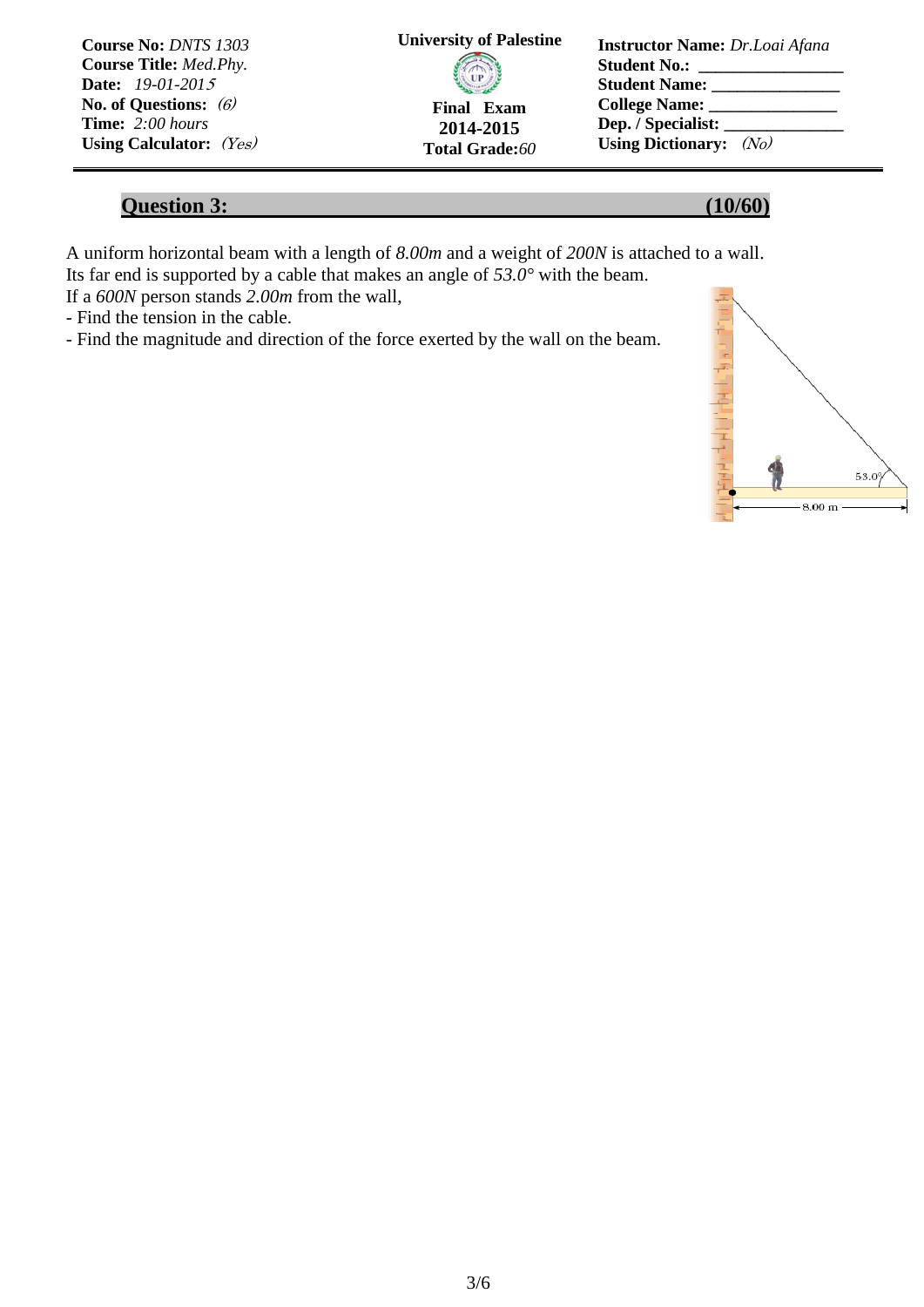**Course No:** *DNTS 1303*
**Course Title:** *Med.Phy.*
**Date:** *19-01-2015*
**No. of Questions:** *(6)*
**Time:** *2:00 hours*
**Using Calculator:** *(Yes)*

**University of Palestine**

**Final Exam**
**2014-2015**
**Total Grade:** *60*

**Instructor Name:** *Dr.Loai Afana*
**Student No.:** ________________
**Student Name:** ______________
**College Name:** ______________
**Dep. / Specialist:** ______________
**Using Dictionary:** *(No)*

## Question 3: (10/60)

A uniform horizontal beam with a length of *8.00m* and a weight of *200N* is attached to a wall. Its far end is supported by a cable that makes an angle of *53.0°* with the beam.
If a *600N* person stands *2.00m* from the wall,

- Find the tension in the cable.
- Find the magnitude and direction of the force exerted by the wall on the beam.

53.0°

8.00 m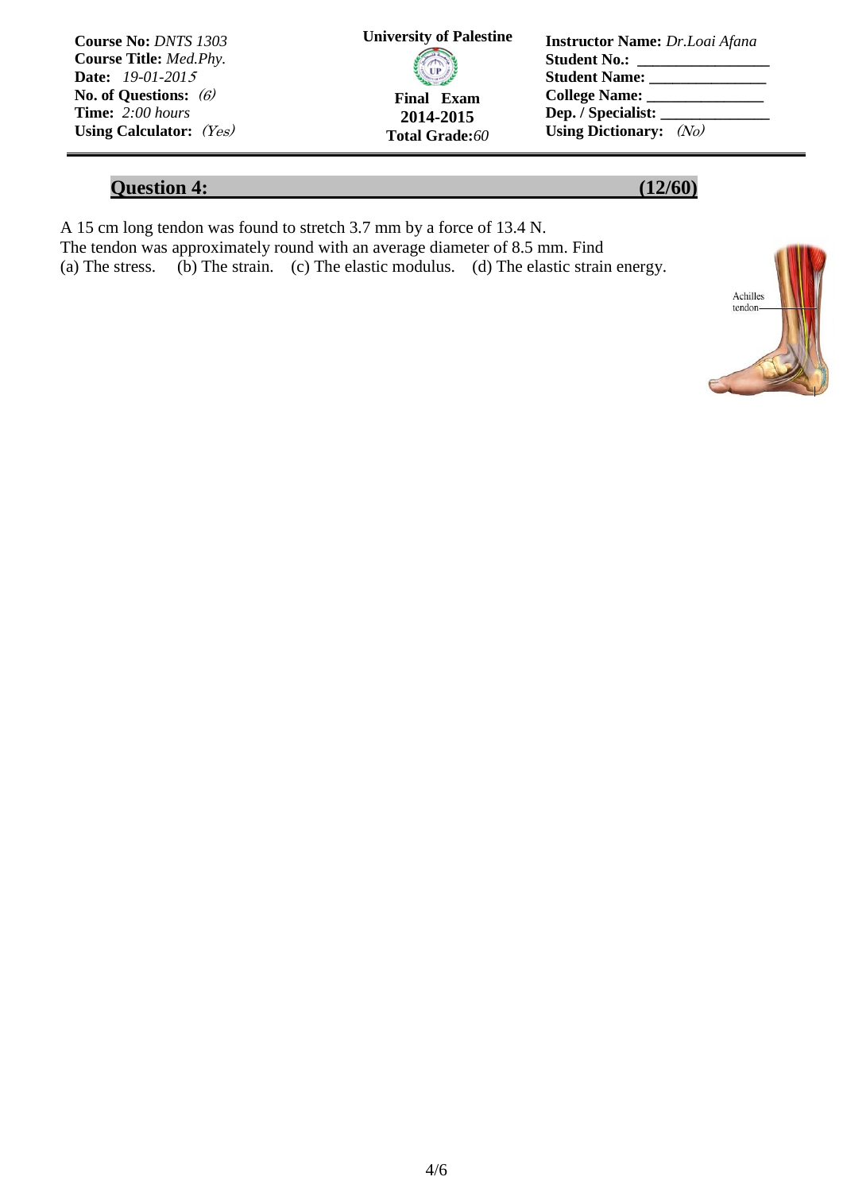| Course No: *DNTS 1303* | University of Palestine | Instructor Name: *Dr.Loai Afana* |
|---|---|---|
| Course Title: *Med.Phy.* | | Student No.: ________________ |
| Date: *19-01-2015* | | Student Name: ______________ |
| No. of Questions: *(6)* | Final Exam | College Name: ______________ |
| Time: *2:00 hours* | 2014-2015 | Dep. / Specialist: ______________ |
| Using Calculator: *(Yes)* | Total Grade: *60* | Using Dictionary: *(No)* |

## Question 4: (12/60)

A 15 cm long tendon was found to stretch 3.7 mm by a force of 13.4 N.
The tendon was approximately round with an average diameter of 8.5 mm. Find
(a) The stress. (b) The strain. (c) The elastic modulus. (d) The elastic strain energy.

Achilles tendon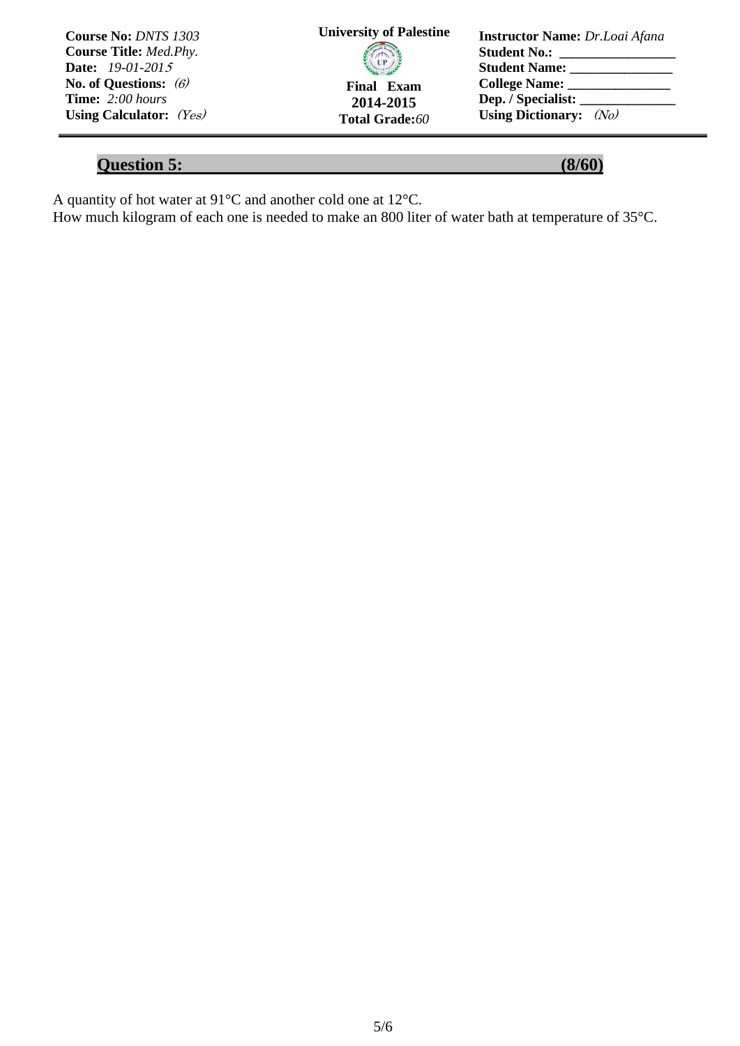| | | |
|---|---|---|
| **Course No:** *DNTS 1303* | **University of Palestine** | **Instructor Name:** *Dr.Loai Afana* |
| **Course Title:** *Med.Phy.* | | **Student No.:** ________________ |
| **Date:** *19-01-2015* | | **Student Name:** ______________ |
| **No. of Questions:** *(6)* | **Final Exam** | **College Name:** ______________ |
| **Time:** *2:00 hours* | **2014-2015** | **Dep. / Specialist:** _____________ |
| **Using Calculator:** *(Yes)* | **Total Grade:** *60* | **Using Dictionary:** *(No)* |

## Question 5: (8/60)

A quantity of hot water at 91°C and another cold one at 12°C.
How much kilogram of each one is needed to make an 800 liter of water bath at temperature of 35°C.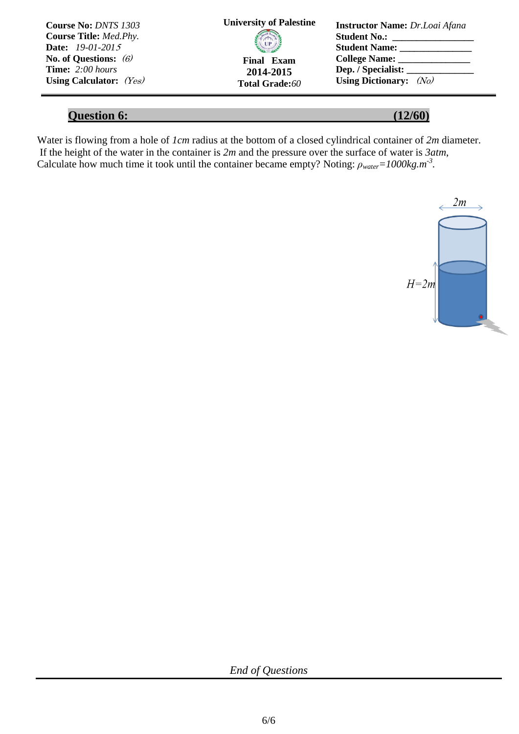| | | |
|---|---|---|
| **Course No:** *DNTS 1303* | **University of Palestine** | **Instructor Name:** *Dr.Loai Afana* |
| **Course Title:** *Med.Phy.* | | **Student No.:** ________________ |
| **Date:** *19-01-2015* | | **Student Name:** _______________ |
| **No. of Questions:** *(6)* | **Final Exam** | **College Name:** _______________ |
| **Time:** *2:00 hours* | **2014-2015** | **Dep. / Specialist:** ______________ |
| **Using Calculator:** *(Yes)* | **Total Grade:** *60* | **Using Dictionary:** *(No)* |

## Question 6: (12/60)

Water is flowing from a hole of *1cm* radius at the bottom of a closed cylindrical container of *2m* diameter. If the height of the water in the container is *2m* and the pressure over the surface of water is *3atm*, Calculate how much time it took until the container became empty? Noting: $\rho_{water}=1000 kg.m^{-3}$.

2m

H=2m

*End of Questions*